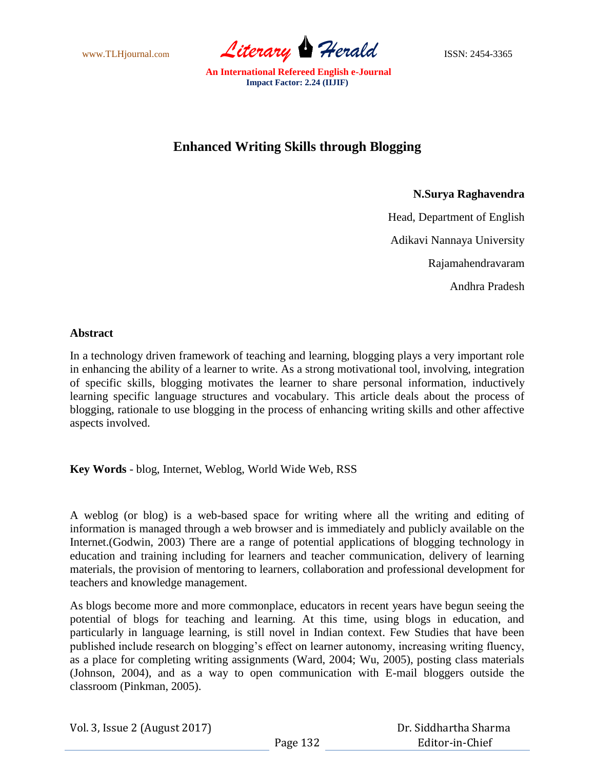# Enhanced Writing Skills through Blogging

**N.Surya Raghavendra**

Head, Department of English

Adikavi Nannaya University

Rajamahendravaram

Andhra Pradesh

## Abstract

In a technology driven framework of teaching and learning, blogging plays a very important role in enhancing the ability of a learner to write. As a strong motivational tool, involving, integration of specific skills, blogging motivates the learner to share personal information, inductively learning specific language structures and vocabulary. This article deals about the process of blogging, rationale to use blogging in the process of enhancing writing skills and other affective aspects involved.

**Key Words** - blog, Internet, Weblog, World Wide Web, RSS

A weblog (or blog) is a web-based space for writing where all the writing and editing of information is managed through a web browser and is immediately and publicly available on the Internet.(Godwin, 2003) There are a range of potential applications of blogging technology in education and training including for learners and teacher communication, delivery of learning materials, the provision of mentoring to learners, collaboration and professional development for teachers and knowledge management.

As blogs become more and more commonplace, educators in recent years have begun seeing the potential of blogs for teaching and learning. At this time, using blogs in education, and particularly in language learning, is still novel in Indian context. Few Studies that have been published include research on blogging's effect on learner autonomy, increasing writing fluency, as a place for completing writing assignments (Ward, 2004; Wu, 2005), posting class materials (Johnson, 2004), and as a way to open communication with E-mail bloggers outside the classroom (Pinkman, 2005).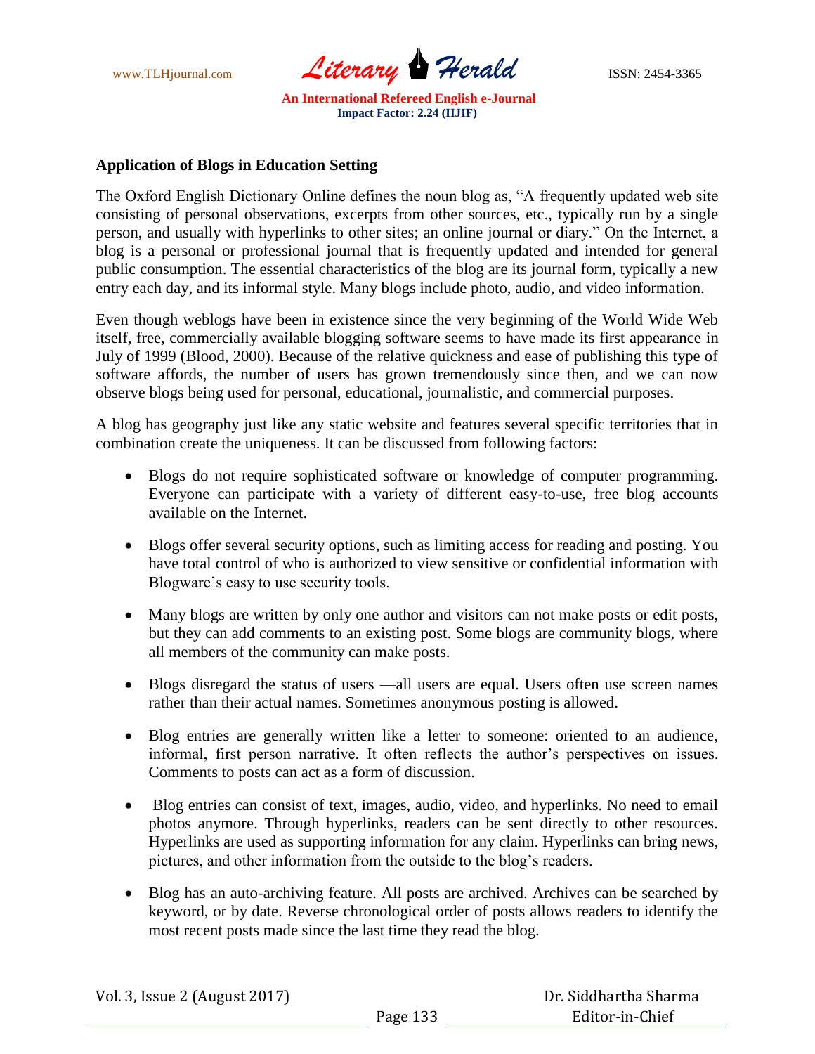**Application of Blogs in Education Setting**

The Oxford English Dictionary Online defines the noun blog as, "A frequently updated web site consisting of personal observations, excerpts from other sources, etc., typically run by a single person, and usually with hyperlinks to other sites; an online journal or diary." On the Internet, a blog is a personal or professional journal that is frequently updated and intended for general public consumption. The essential characteristics of the blog are its journal form, typically a new entry each day, and its informal style. Many blogs include photo, audio, and video information.

Even though weblogs have been in existence since the very beginning of the World Wide Web itself, free, commercially available blogging software seems to have made its first appearance in July of 1999 (Blood, 2000). Because of the relative quickness and ease of publishing this type of software affords, the number of users has grown tremendously since then, and we can now observe blogs being used for personal, educational, journalistic, and commercial purposes.

A blog has geography just like any static website and features several specific territories that in combination create the uniqueness. It can be discussed from following factors:

- Blogs do not require sophisticated software or knowledge of computer programming. Everyone can participate with a variety of different easy-to-use, free blog accounts available on the Internet.
- Blogs offer several security options, such as limiting access for reading and posting. You have total control of who is authorized to view sensitive or confidential information with Blogware's easy to use security tools.
- Many blogs are written by only one author and visitors can not make posts or edit posts, but they can add comments to an existing post. Some blogs are community blogs, where all members of the community can make posts.
- Blogs disregard the status of users —all users are equal. Users often use screen names rather than their actual names. Sometimes anonymous posting is allowed.
- Blog entries are generally written like a letter to someone: oriented to an audience, informal, first person narrative. It often reflects the author's perspectives on issues. Comments to posts can act as a form of discussion.
- Blog entries can consist of text, images, audio, video, and hyperlinks. No need to email photos anymore. Through hyperlinks, readers can be sent directly to other resources. Hyperlinks are used as supporting information for any claim. Hyperlinks can bring news, pictures, and other information from the outside to the blog's readers.
- Blog has an auto-archiving feature. All posts are archived. Archives can be searched by keyword, or by date. Reverse chronological order of posts allows readers to identify the most recent posts made since the last time they read the blog.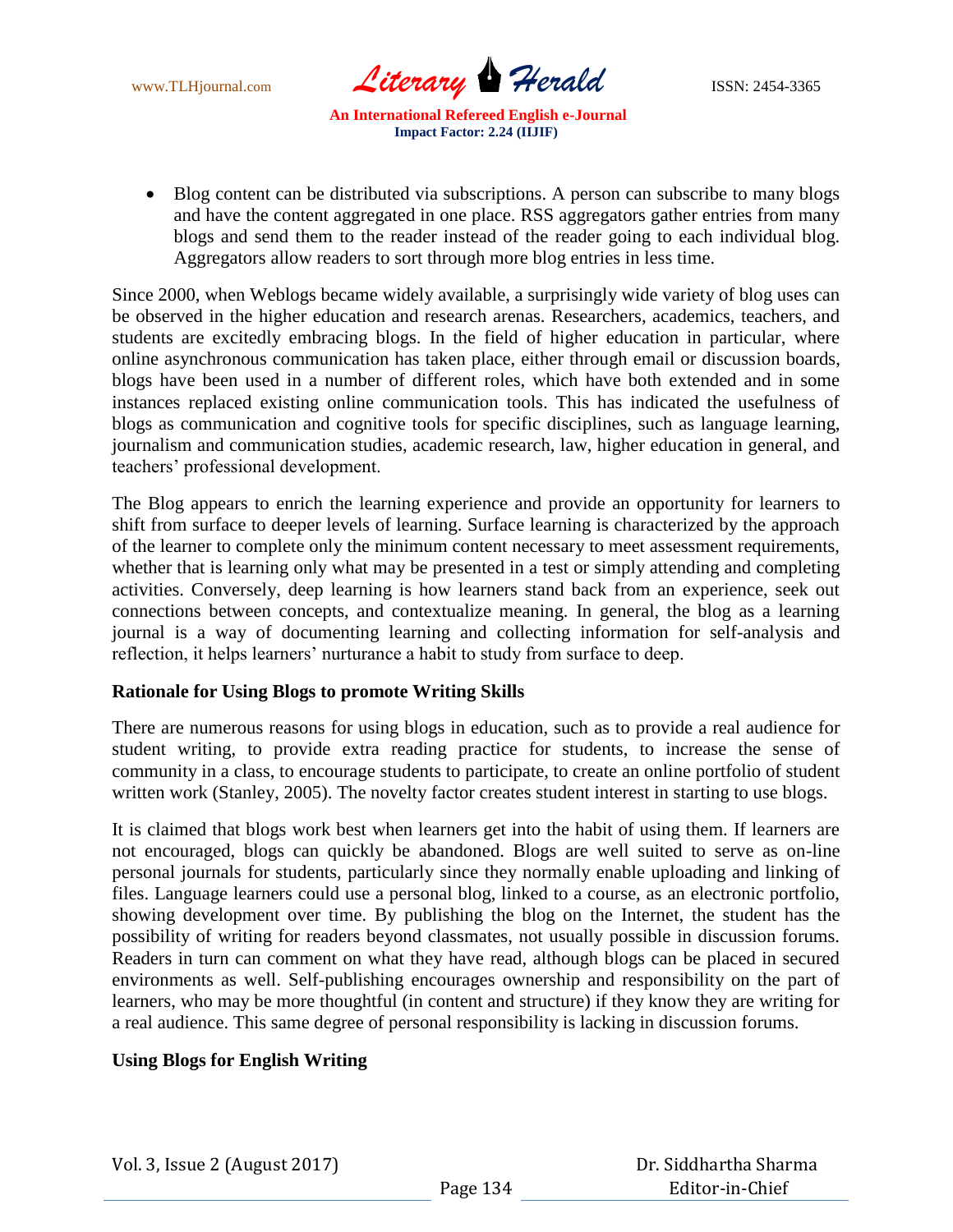- Blog content can be distributed via subscriptions. A person can subscribe to many blogs and have the content aggregated in one place. RSS aggregators gather entries from many blogs and send them to the reader instead of the reader going to each individual blog. Aggregators allow readers to sort through more blog entries in less time.

Since 2000, when Weblogs became widely available, a surprisingly wide variety of blog uses can be observed in the higher education and research arenas. Researchers, academics, teachers, and students are excitedly embracing blogs. In the field of higher education in particular, where online asynchronous communication has taken place, either through email or discussion boards, blogs have been used in a number of different roles, which have both extended and in some instances replaced existing online communication tools. This has indicated the usefulness of blogs as communication and cognitive tools for specific disciplines, such as language learning, journalism and communication studies, academic research, law, higher education in general, and teachers' professional development.

The Blog appears to enrich the learning experience and provide an opportunity for learners to shift from surface to deeper levels of learning. Surface learning is characterized by the approach of the learner to complete only the minimum content necessary to meet assessment requirements, whether that is learning only what may be presented in a test or simply attending and completing activities. Conversely, deep learning is how learners stand back from an experience, seek out connections between concepts, and contextualize meaning. In general, the blog as a learning journal is a way of documenting learning and collecting information for self-analysis and reflection, it helps learners' nurturance a habit to study from surface to deep.

**Rationale for Using Blogs to promote Writing Skills**

There are numerous reasons for using blogs in education, such as to provide a real audience for student writing, to provide extra reading practice for students, to increase the sense of community in a class, to encourage students to participate, to create an online portfolio of student written work (Stanley, 2005). The novelty factor creates student interest in starting to use blogs.

It is claimed that blogs work best when learners get into the habit of using them. If learners are not encouraged, blogs can quickly be abandoned. Blogs are well suited to serve as on-line personal journals for students, particularly since they normally enable uploading and linking of files. Language learners could use a personal blog, linked to a course, as an electronic portfolio, showing development over time. By publishing the blog on the Internet, the student has the possibility of writing for readers beyond classmates, not usually possible in discussion forums. Readers in turn can comment on what they have read, although blogs can be placed in secured environments as well. Self-publishing encourages ownership and responsibility on the part of learners, who may be more thoughtful (in content and structure) if they know they are writing for a real audience. This same degree of personal responsibility is lacking in discussion forums.

**Using Blogs for English Writing**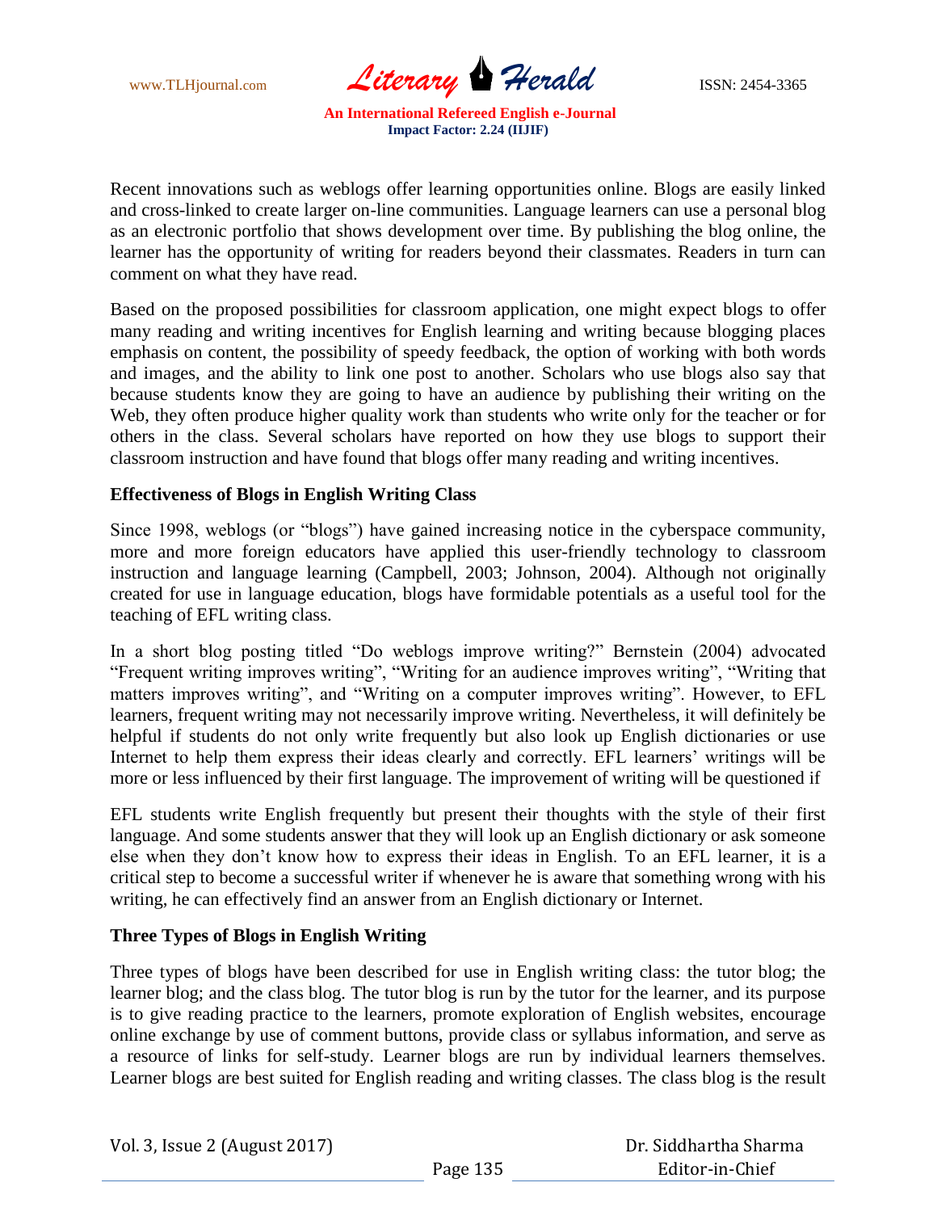Recent innovations such as weblogs offer learning opportunities online. Blogs are easily linked and cross-linked to create larger on-line communities. Language learners can use a personal blog as an electronic portfolio that shows development over time. By publishing the blog online, the learner has the opportunity of writing for readers beyond their classmates. Readers in turn can comment on what they have read.

Based on the proposed possibilities for classroom application, one might expect blogs to offer many reading and writing incentives for English learning and writing because blogging places emphasis on content, the possibility of speedy feedback, the option of working with both words and images, and the ability to link one post to another. Scholars who use blogs also say that because students know they are going to have an audience by publishing their writing on the Web, they often produce higher quality work than students who write only for the teacher or for others in the class. Several scholars have reported on how they use blogs to support their classroom instruction and have found that blogs offer many reading and writing incentives.

**Effectiveness of Blogs in English Writing Class**

Since 1998, weblogs (or "blogs") have gained increasing notice in the cyberspace community, more and more foreign educators have applied this user-friendly technology to classroom instruction and language learning (Campbell, 2003; Johnson, 2004). Although not originally created for use in language education, blogs have formidable potentials as a useful tool for the teaching of EFL writing class.

In a short blog posting titled "Do weblogs improve writing?" Bernstein (2004) advocated "Frequent writing improves writing", "Writing for an audience improves writing", "Writing that matters improves writing", and "Writing on a computer improves writing". However, to EFL learners, frequent writing may not necessarily improve writing. Nevertheless, it will definitely be helpful if students do not only write frequently but also look up English dictionaries or use Internet to help them express their ideas clearly and correctly. EFL learners' writings will be more or less influenced by their first language. The improvement of writing will be questioned if EFL students write English frequently but present their thoughts with the style of their first language. And some students answer that they will look up an English dictionary or ask someone else when they don't know how to express their ideas in English. To an EFL learner, it is a critical step to become a successful writer if whenever he is aware that something wrong with his writing, he can effectively find an answer from an English dictionary or Internet.

**Three Types of Blogs in English Writing**

Three types of blogs have been described for use in English writing class: the tutor blog; the learner blog; and the class blog. The tutor blog is run by the tutor for the learner, and its purpose is to give reading practice to the learners, promote exploration of English websites, encourage online exchange by use of comment buttons, provide class or syllabus information, and serve as a resource of links for self-study. Learner blogs are run by individual learners themselves. Learner blogs are best suited for English reading and writing classes. The class blog is the result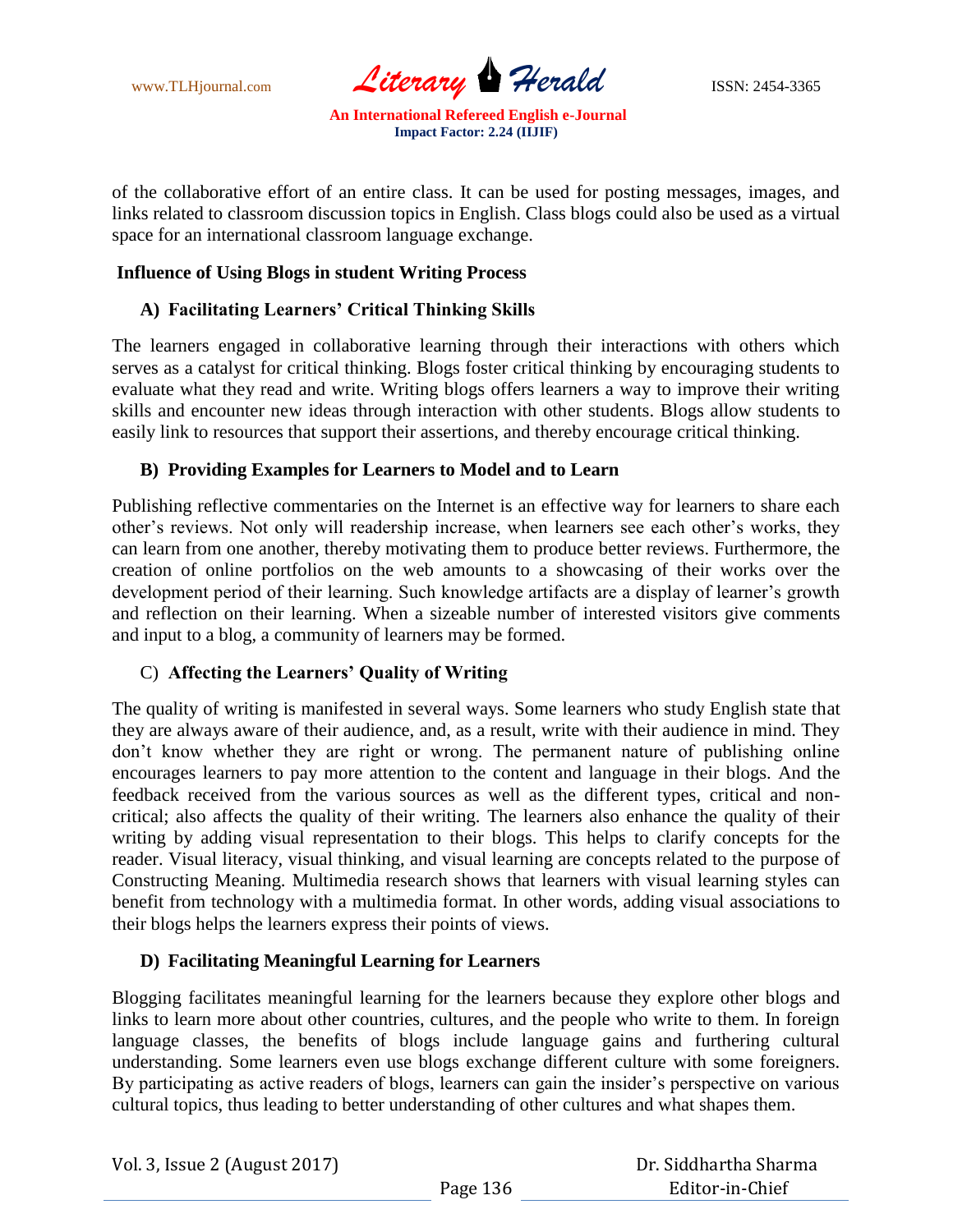of the collaborative effort of an entire class. It can be used for posting messages, images, and links related to classroom discussion topics in English. Class blogs could also be used as a virtual space for an international classroom language exchange.

## Influence of Using Blogs in student Writing Process

### A) Facilitating Learners' Critical Thinking Skills

The learners engaged in collaborative learning through their interactions with others which serves as a catalyst for critical thinking. Blogs foster critical thinking by encouraging students to evaluate what they read and write. Writing blogs offers learners a way to improve their writing skills and encounter new ideas through interaction with other students. Blogs allow students to easily link to resources that support their assertions, and thereby encourage critical thinking.

### B) Providing Examples for Learners to Model and to Learn

Publishing reflective commentaries on the Internet is an effective way for learners to share each other's reviews. Not only will readership increase, when learners see each other's works, they can learn from one another, thereby motivating them to produce better reviews. Furthermore, the creation of online portfolios on the web amounts to a showcasing of their works over the development period of their learning. Such knowledge artifacts are a display of learner's growth and reflection on their learning. When a sizeable number of interested visitors give comments and input to a blog, a community of learners may be formed.

### C) Affecting the Learners' Quality of Writing

The quality of writing is manifested in several ways. Some learners who study English state that they are always aware of their audience, and, as a result, write with their audience in mind. They don't know whether they are right or wrong. The permanent nature of publishing online encourages learners to pay more attention to the content and language in their blogs. And the feedback received from the various sources as well as the different types, critical and non-critical; also affects the quality of their writing. The learners also enhance the quality of their writing by adding visual representation to their blogs. This helps to clarify concepts for the reader. Visual literacy, visual thinking, and visual learning are concepts related to the purpose of Constructing Meaning. Multimedia research shows that learners with visual learning styles can benefit from technology with a multimedia format. In other words, adding visual associations to their blogs helps the learners express their points of views.

### D) Facilitating Meaningful Learning for Learners

Blogging facilitates meaningful learning for the learners because they explore other blogs and links to learn more about other countries, cultures, and the people who write to them. In foreign language classes, the benefits of blogs include language gains and furthering cultural understanding. Some learners even use blogs exchange different culture with some foreigners. By participating as active readers of blogs, learners can gain the insider's perspective on various cultural topics, thus leading to better understanding of other cultures and what shapes them.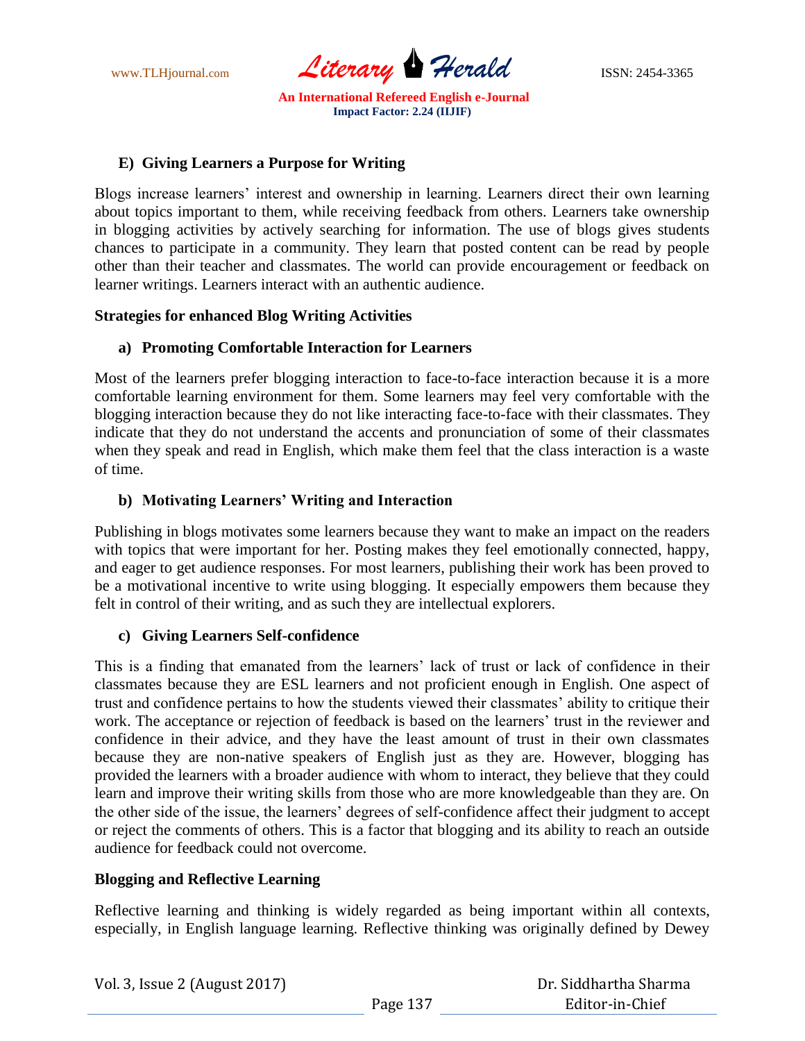### E) Giving Learners a Purpose for Writing

Blogs increase learners' interest and ownership in learning. Learners direct their own learning about topics important to them, while receiving feedback from others. Learners take ownership in blogging activities by actively searching for information. The use of blogs gives students chances to participate in a community. They learn that posted content can be read by people other than their teacher and classmates. The world can provide encouragement or feedback on learner writings. Learners interact with an authentic audience.

## Strategies for enhanced Blog Writing Activities

### a) Promoting Comfortable Interaction for Learners

Most of the learners prefer blogging interaction to face-to-face interaction because it is a more comfortable learning environment for them. Some learners may feel very comfortable with the blogging interaction because they do not like interacting face-to-face with their classmates. They indicate that they do not understand the accents and pronunciation of some of their classmates when they speak and read in English, which make them feel that the class interaction is a waste of time.

### b) Motivating Learners' Writing and Interaction

Publishing in blogs motivates some learners because they want to make an impact on the readers with topics that were important for her. Posting makes they feel emotionally connected, happy, and eager to get audience responses. For most learners, publishing their work has been proved to be a motivational incentive to write using blogging. It especially empowers them because they felt in control of their writing, and as such they are intellectual explorers.

### c) Giving Learners Self-confidence

This is a finding that emanated from the learners' lack of trust or lack of confidence in their classmates because they are ESL learners and not proficient enough in English. One aspect of trust and confidence pertains to how the students viewed their classmates' ability to critique their work. The acceptance or rejection of feedback is based on the learners' trust in the reviewer and confidence in their advice, and they have the least amount of trust in their own classmates because they are non-native speakers of English just as they are. However, blogging has provided the learners with a broader audience with whom to interact, they believe that they could learn and improve their writing skills from those who are more knowledgeable than they are. On the other side of the issue, the learners' degrees of self-confidence affect their judgment to accept or reject the comments of others. This is a factor that blogging and its ability to reach an outside audience for feedback could not overcome.

## Blogging and Reflective Learning

Reflective learning and thinking is widely regarded as being important within all contexts, especially, in English language learning. Reflective thinking was originally defined by Dewey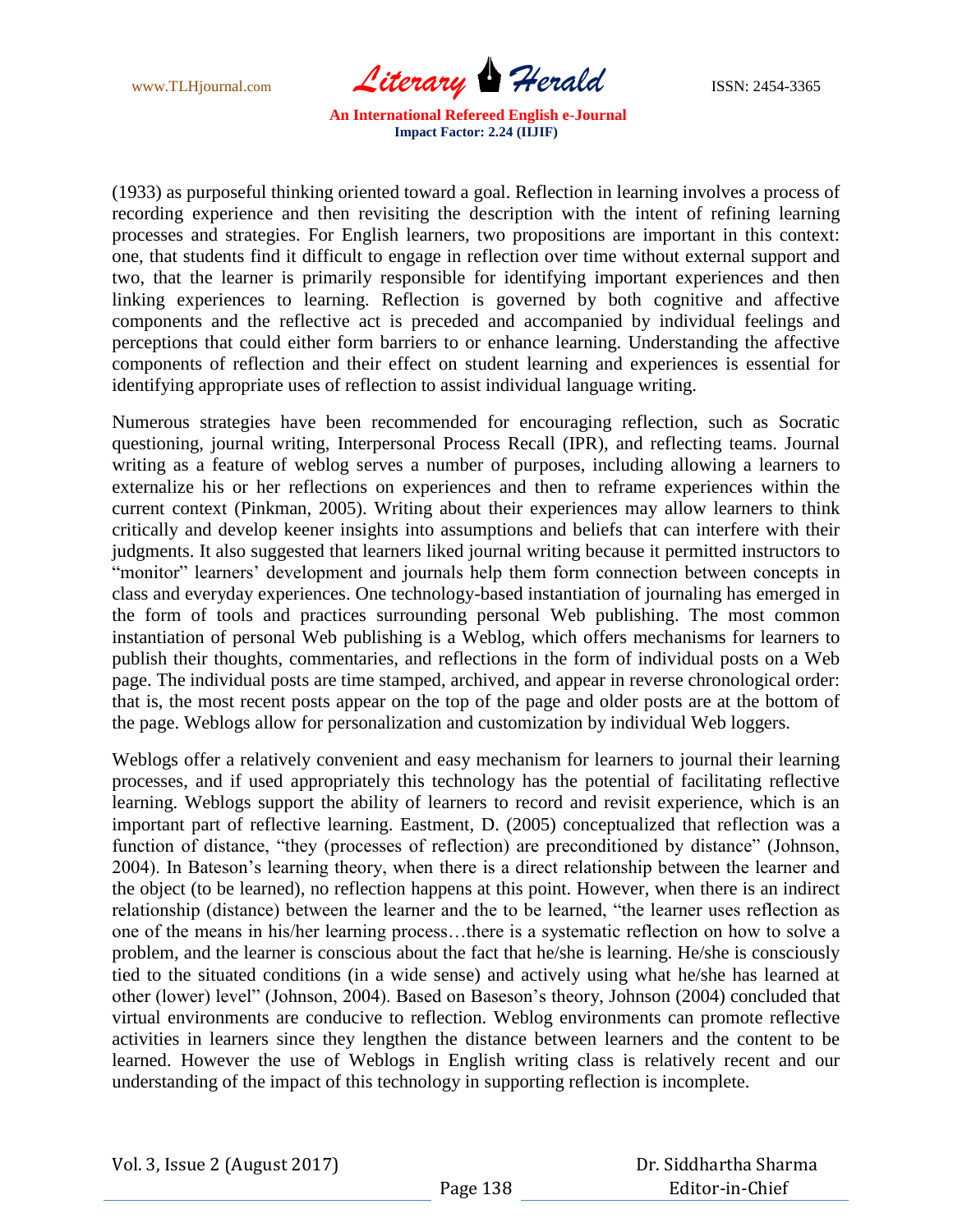(1933) as purposeful thinking oriented toward a goal. Reflection in learning involves a process of recording experience and then revisiting the description with the intent of refining learning processes and strategies. For English learners, two propositions are important in this context: one, that students find it difficult to engage in reflection over time without external support and two, that the learner is primarily responsible for identifying important experiences and then linking experiences to learning. Reflection is governed by both cognitive and affective components and the reflective act is preceded and accompanied by individual feelings and perceptions that could either form barriers to or enhance learning. Understanding the affective components of reflection and their effect on student learning and experiences is essential for identifying appropriate uses of reflection to assist individual language writing.

Numerous strategies have been recommended for encouraging reflection, such as Socratic questioning, journal writing, Interpersonal Process Recall (IPR), and reflecting teams. Journal writing as a feature of weblog serves a number of purposes, including allowing a learners to externalize his or her reflections on experiences and then to reframe experiences within the current context (Pinkman, 2005). Writing about their experiences may allow learners to think critically and develop keener insights into assumptions and beliefs that can interfere with their judgments. It also suggested that learners liked journal writing because it permitted instructors to "monitor" learners' development and journals help them form connection between concepts in class and everyday experiences. One technology-based instantiation of journaling has emerged in the form of tools and practices surrounding personal Web publishing. The most common instantiation of personal Web publishing is a Weblog, which offers mechanisms for learners to publish their thoughts, commentaries, and reflections in the form of individual posts on a Web page. The individual posts are time stamped, archived, and appear in reverse chronological order: that is, the most recent posts appear on the top of the page and older posts are at the bottom of the page. Weblogs allow for personalization and customization by individual Web loggers.

Weblogs offer a relatively convenient and easy mechanism for learners to journal their learning processes, and if used appropriately this technology has the potential of facilitating reflective learning. Weblogs support the ability of learners to record and revisit experience, which is an important part of reflective learning. Eastment, D. (2005) conceptualized that reflection was a function of distance, "they (processes of reflection) are preconditioned by distance" (Johnson, 2004). In Bateson's learning theory, when there is a direct relationship between the learner and the object (to be learned), no reflection happens at this point. However, when there is an indirect relationship (distance) between the learner and the to be learned, "the learner uses reflection as one of the means in his/her learning process…there is a systematic reflection on how to solve a problem, and the learner is conscious about the fact that he/she is learning. He/she is consciously tied to the situated conditions (in a wide sense) and actively using what he/she has learned at other (lower) level" (Johnson, 2004). Based on Baseson's theory, Johnson (2004) concluded that virtual environments are conducive to reflection. Weblog environments can promote reflective activities in learners since they lengthen the distance between learners and the content to be learned. However the use of Weblogs in English writing class is relatively recent and our understanding of the impact of this technology in supporting reflection is incomplete.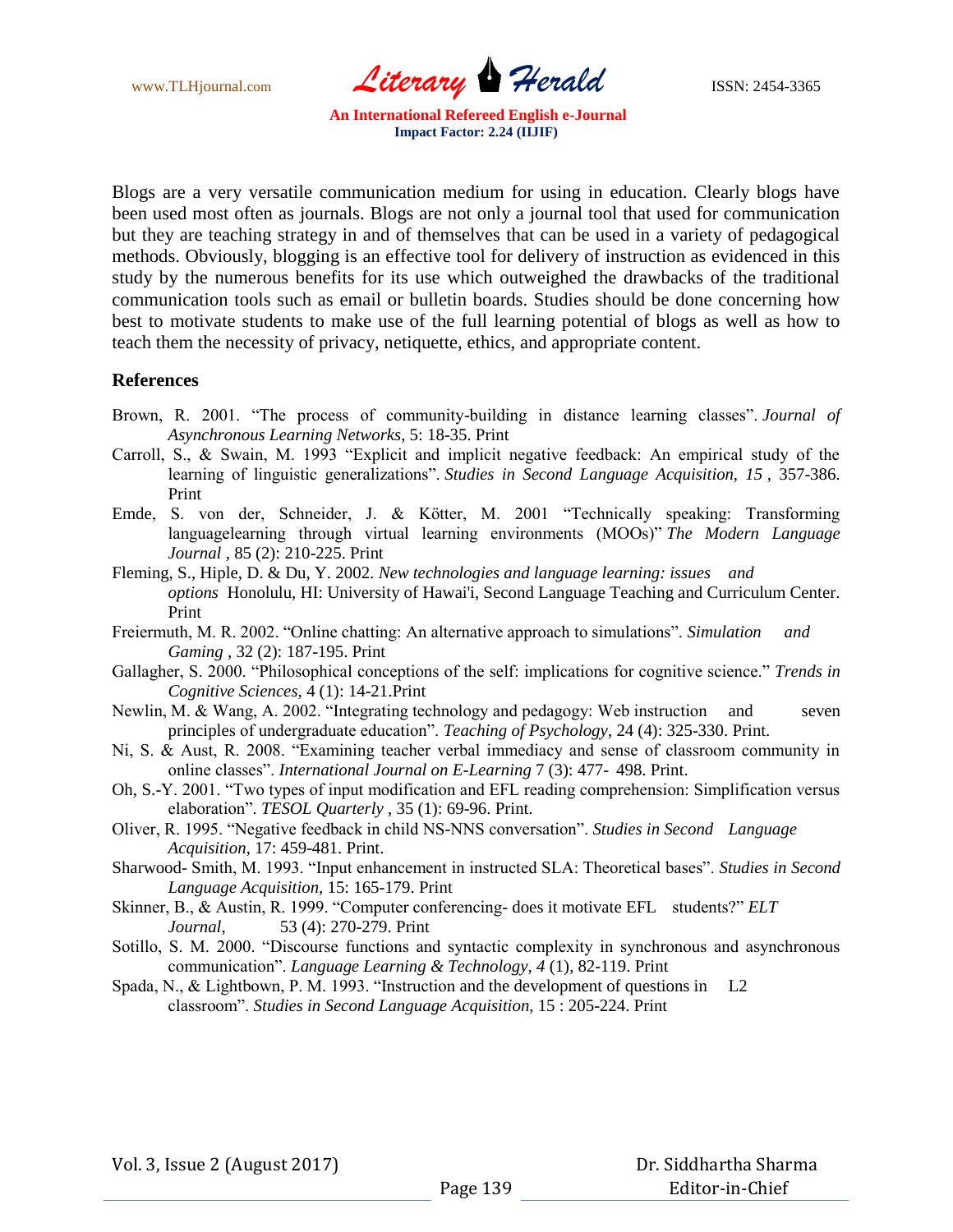Blogs are a very versatile communication medium for using in education. Clearly blogs have been used most often as journals. Blogs are not only a journal tool that used for communication but they are teaching strategy in and of themselves that can be used in a variety of pedagogical methods. Obviously, blogging is an effective tool for delivery of instruction as evidenced in this study by the numerous benefits for its use which outweighed the drawbacks of the traditional communication tools such as email or bulletin boards. Studies should be done concerning how best to motivate students to make use of the full learning potential of blogs as well as how to teach them the necessity of privacy, netiquette, ethics, and appropriate content.

## References

Brown, R. 2001. "The process of community-building in distance learning classes". *Journal of Asynchronous Learning Networks*, 5: 18-35. Print

Carroll, S., & Swain, M. 1993 "Explicit and implicit negative feedback: An empirical study of the learning of linguistic generalizations". *Studies in Second Language Acquisition, 15* , 357-386. Print

Emde, S. von der, Schneider, J. & Kötter, M. 2001 "Technically speaking: Transforming languagelearning through virtual learning environments (MOOs)" *The Modern Language Journal* , 85 (2): 210-225. Print

Fleming, S., Hiple, D. & Du, Y. 2002. *New technologies and language learning: issues and options* Honolulu, HI: University of Hawai'i, Second Language Teaching and Curriculum Center. Print

Freiermuth, M. R. 2002. "Online chatting: An alternative approach to simulations". *Simulation and Gaming* , 32 (2): 187-195. Print

Gallagher, S. 2000. "Philosophical conceptions of the self: implications for cognitive science." *Trends in Cognitive Sciences,* 4 (1): 14-21.Print

Newlin, M. & Wang, A. 2002. "Integrating technology and pedagogy: Web instruction and seven principles of undergraduate education". *Teaching of Psychology,* 24 (4): 325-330. Print.

Ni, S. & Aust, R. 2008. "Examining teacher verbal immediacy and sense of classroom community in online classes". *International Journal on E-Learning* 7 (3): 477- 498. Print.

Oh, S.-Y. 2001. "Two types of input modification and EFL reading comprehension: Simplification versus elaboration". *TESOL Quarterly* , 35 (1): 69-96. Print.

Oliver, R. 1995. "Negative feedback in child NS-NNS conversation". *Studies in Second Language Acquisition*, 17: 459-481. Print.

Sharwood- Smith, M. 1993. "Input enhancement in instructed SLA: Theoretical bases". *Studies in Second Language Acquisition,* 15: 165-179. Print

Skinner, B., & Austin, R. 1999. "Computer conferencing- does it motivate EFL students?" *ELT Journal*, 53 (4): 270-279. Print

Sotillo, S. M. 2000. "Discourse functions and syntactic complexity in synchronous and asynchronous communication". *Language Learning & Technology, 4* (1), 82-119. Print

Spada, N., & Lightbown, P. M. 1993. "Instruction and the development of questions in L2 classroom". *Studies in Second Language Acquisition,* 15 : 205-224. Print